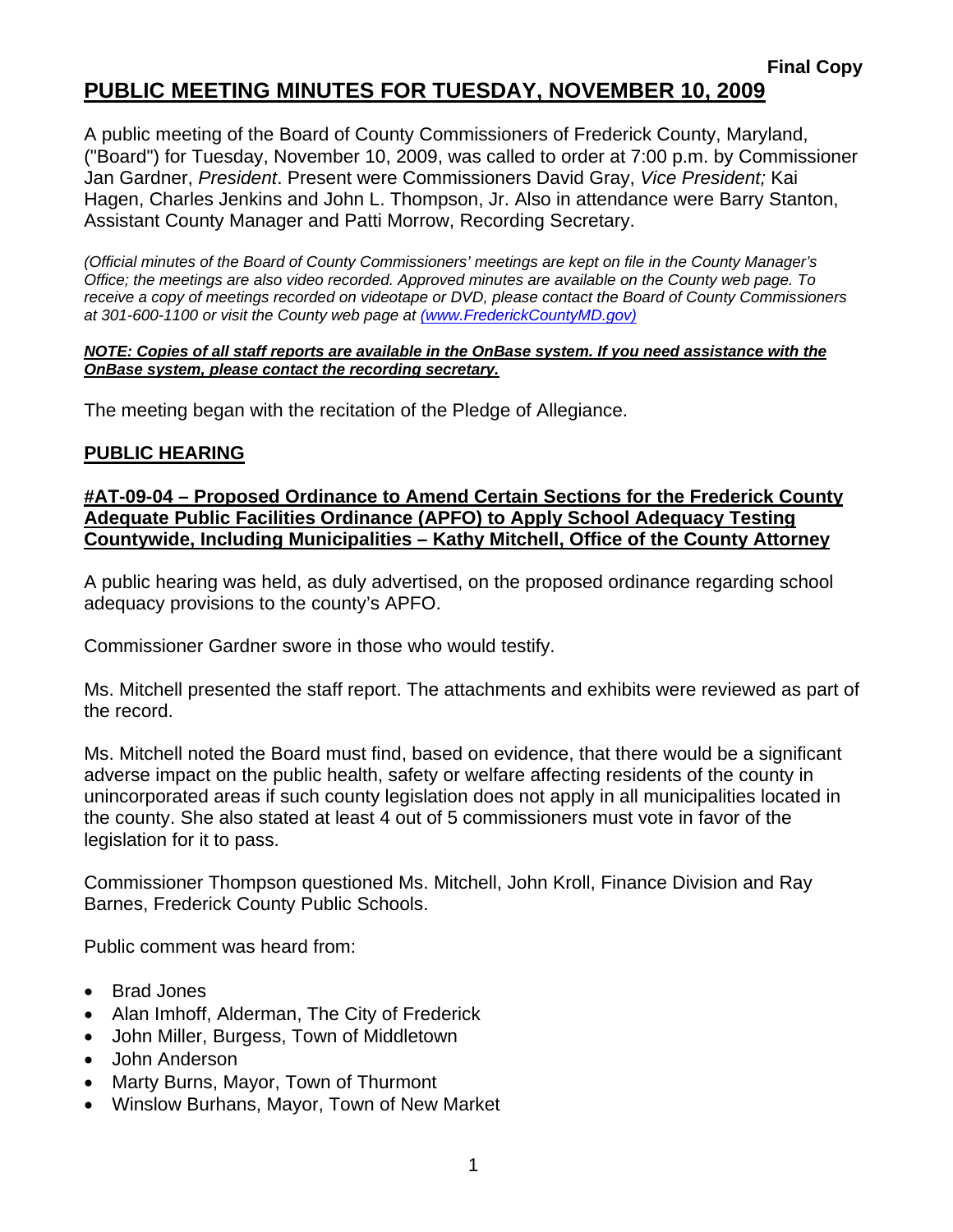**Final Copy**

# PUBLIC MEETING MINUTES FOR TUESDAY, NOVEMBER 10, 2009

A public meeting of the Board of County Commissioners of Frederick County, Maryland, ("Board") for Tuesday, November 10, 2009, was called to order at 7:00 p.m. by Commissioner Jan Gardner, *President*. Present were Commissioners David Gray, *Vice President;* Kai Hagen, Charles Jenkins and John L. Thompson, Jr. Also in attendance were Barry Stanton, Assistant County Manager and Patti Morrow, Recording Secretary.

*(Official minutes of the Board of County Commissioners' meetings are kept on file in the County Manager's Office; the meetings are also video recorded. Approved minutes are available on the County web page. To receive a copy of meetings recorded on videotape or DVD, please contact the Board of County Commissioners at 301-600-1100 or visit the County web page at (www.FrederickCountyMD.gov)*

***NOTE: Copies of all staff reports are available in the OnBase system. If you need assistance with the OnBase system, please contact the recording secretary.***

The meeting began with the recitation of the Pledge of Allegiance.

## PUBLIC HEARING

### #AT-09-04 – Proposed Ordinance to Amend Certain Sections for the Frederick County Adequate Public Facilities Ordinance (APFO) to Apply School Adequacy Testing Countywide, Including Municipalities – Kathy Mitchell, Office of the County Attorney

A public hearing was held, as duly advertised, on the proposed ordinance regarding school adequacy provisions to the county's APFO.

Commissioner Gardner swore in those who would testify.

Ms. Mitchell presented the staff report. The attachments and exhibits were reviewed as part of the record.

Ms. Mitchell noted the Board must find, based on evidence, that there would be a significant adverse impact on the public health, safety or welfare affecting residents of the county in unincorporated areas if such county legislation does not apply in all municipalities located in the county. She also stated at least 4 out of 5 commissioners must vote in favor of the legislation for it to pass.

Commissioner Thompson questioned Ms. Mitchell, John Kroll, Finance Division and Ray Barnes, Frederick County Public Schools.

Public comment was heard from:

- Brad Jones
- Alan Imhoff, Alderman, The City of Frederick
- John Miller, Burgess, Town of Middletown
- John Anderson
- Marty Burns, Mayor, Town of Thurmont
- Winslow Burhans, Mayor, Town of New Market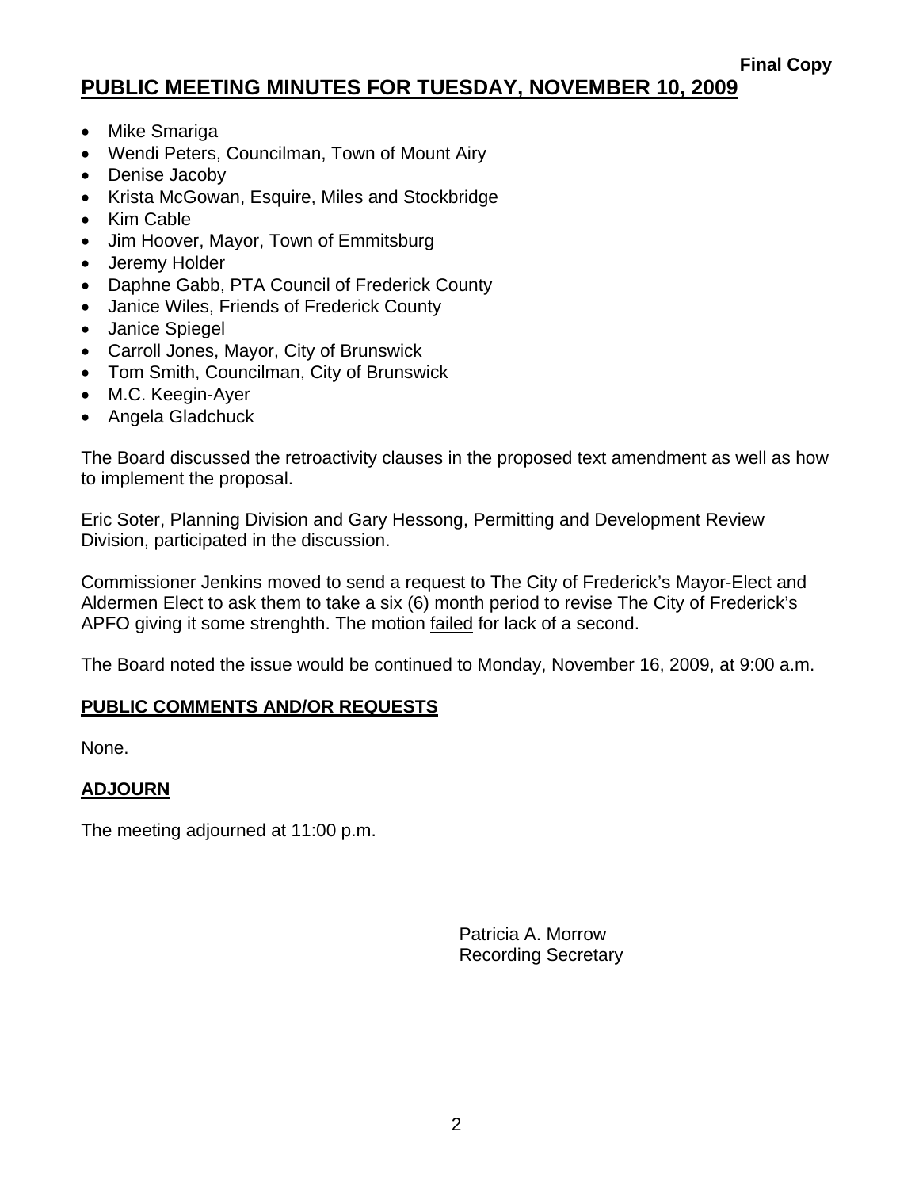**Final Copy**

# PUBLIC MEETING MINUTES FOR TUESDAY, NOVEMBER 10, 2009

- Mike Smariga
- Wendi Peters, Councilman, Town of Mount Airy
- Denise Jacoby
- Krista McGowan, Esquire, Miles and Stockbridge
- Kim Cable
- Jim Hoover, Mayor, Town of Emmitsburg
- Jeremy Holder
- Daphne Gabb, PTA Council of Frederick County
- Janice Wiles, Friends of Frederick County
- Janice Spiegel
- Carroll Jones, Mayor, City of Brunswick
- Tom Smith, Councilman, City of Brunswick
- M.C. Keegin-Ayer
- Angela Gladchuck

The Board discussed the retroactivity clauses in the proposed text amendment as well as how to implement the proposal.

Eric Soter, Planning Division and Gary Hessong, Permitting and Development Review Division, participated in the discussion.

Commissioner Jenkins moved to send a request to The City of Frederick's Mayor-Elect and Aldermen Elect to ask them to take a six (6) month period to revise The City of Frederick's APFO giving it some strenghth. The motion failed for lack of a second.

The Board noted the issue would be continued to Monday, November 16, 2009, at 9:00 a.m.

## PUBLIC COMMENTS AND/OR REQUESTS

None.

## ADJOURN

The meeting adjourned at 11:00 p.m.

Patricia A. Morrow
Recording Secretary